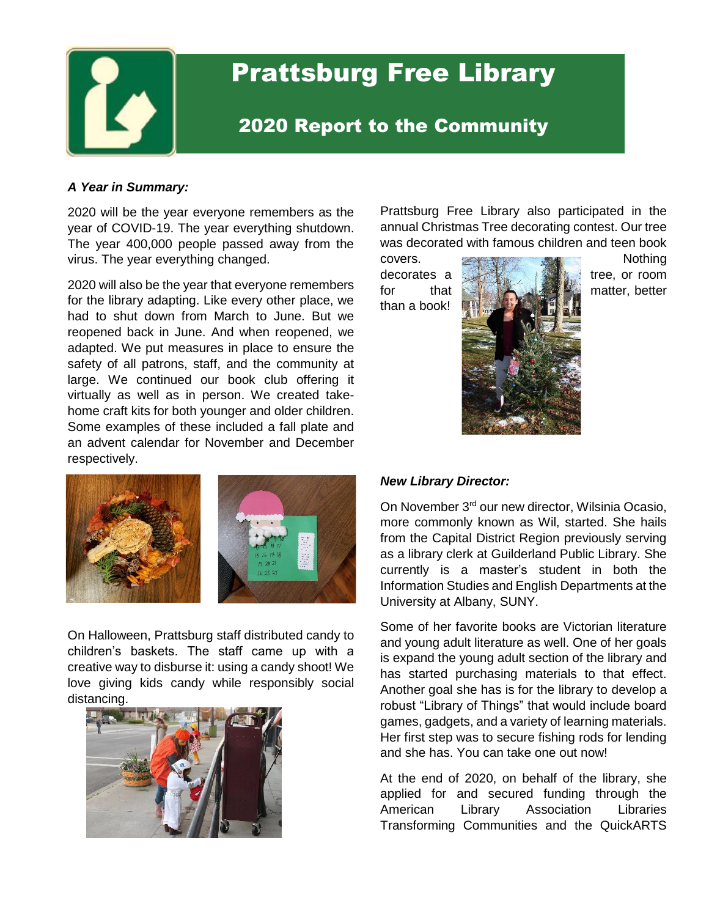# Prattsburg Free Library

## 2020 Report to the Community

***A Year in Summary:***

2020 will be the year everyone remembers as the year of COVID-19. The year everything shutdown. The year 400,000 people passed away from the virus. The year everything changed.

2020 will also be the year that everyone remembers for the library adapting. Like every other place, we had to shut down from March to June. But we reopened back in June. And when reopened, we adapted. We put measures in place to ensure the safety of all patrons, staff, and the community at large. We continued our book club offering it virtually as well as in person. We created take-home craft kits for both younger and older children. Some examples of these included a fall plate and an advent calendar for November and December respectively.

On Halloween, Prattsburg staff distributed candy to children's baskets. The staff came up with a creative way to disburse it: using a candy shoot! We love giving kids candy while responsibly social distancing.

Prattsburg Free Library also participated in the annual Christmas Tree decorating contest. Our tree was decorated with famous children and teen book covers. Nothing decorates a tree, or room for that matter, better than a book!

***New Library Director:***

On November 3rd our new director, Wilsinia Ocasio, more commonly known as Wil, started. She hails from the Capital District Region previously serving as a library clerk at Guilderland Public Library. She currently is a master's student in both the Information Studies and English Departments at the University at Albany, SUNY.

Some of her favorite books are Victorian literature and young adult literature as well. One of her goals is expand the young adult section of the library and has started purchasing materials to that effect. Another goal she has is for the library to develop a robust "Library of Things" that would include board games, gadgets, and a variety of learning materials. Her first step was to secure fishing rods for lending and she has. You can take one out now!

At the end of 2020, on behalf of the library, she applied for and secured funding through the American Library Association Libraries Transforming Communities and the QuickARTS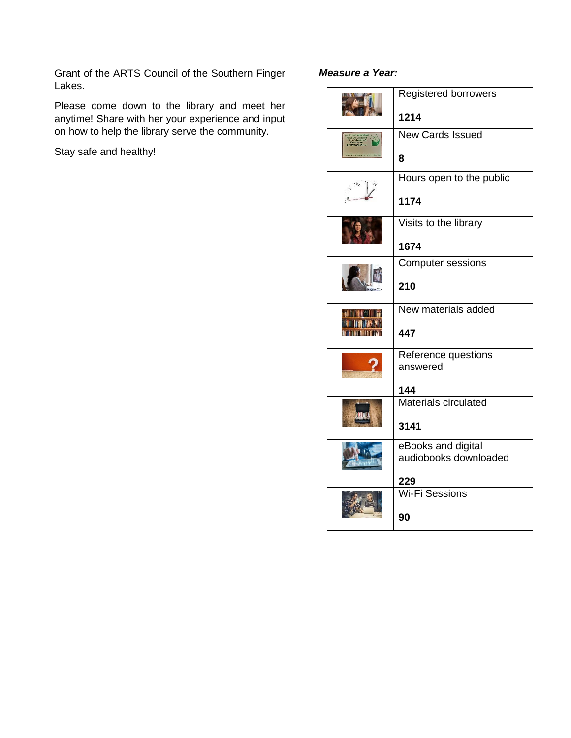Grant of the ARTS Council of the Southern Finger Lakes.

Please come down to the library and meet her anytime! Share with her your experience and input on how to help the library serve the community.

Stay safe and healthy!

***Measure a Year:***

| | |
|---|---|
| | Registered borrowers<br><br>**1214** |
| | New Cards Issued<br><br>**8** |
| | Hours open to the public<br><br>**1174** |
| | Visits to the library<br><br>**1674** |
| | Computer sessions<br><br>**210** |
| | New materials added<br><br>**447** |
| | Reference questions answered<br><br>**144** |
| | Materials circulated<br><br>**3141** |
| | eBooks and digital audiobooks downloaded<br><br>**229** |
| | Wi-Fi Sessions<br><br>**90** |